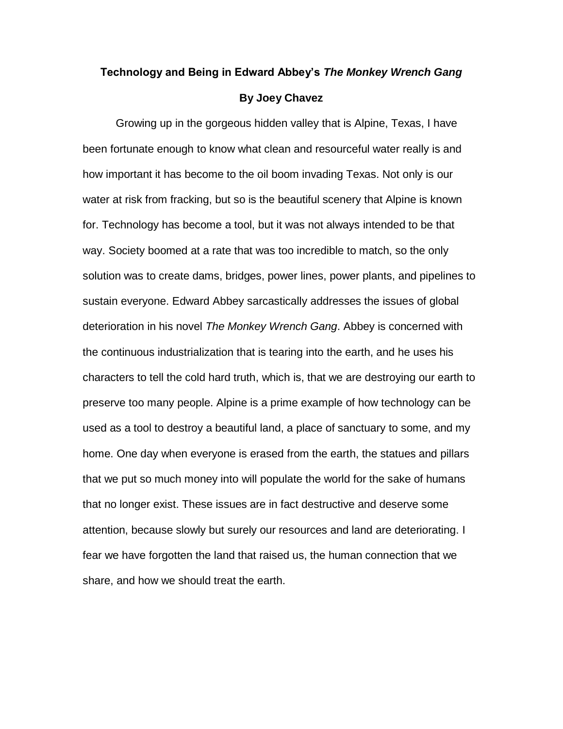# **Technology and Being in Edward Abbey's *The Monkey Wrench Gang***

**By Joey Chavez**

Growing up in the gorgeous hidden valley that is Alpine, Texas, I have been fortunate enough to know what clean and resourceful water really is and how important it has become to the oil boom invading Texas. Not only is our water at risk from fracking, but so is the beautiful scenery that Alpine is known for. Technology has become a tool, but it was not always intended to be that way. Society boomed at a rate that was too incredible to match, so the only solution was to create dams, bridges, power lines, power plants, and pipelines to sustain everyone. Edward Abbey sarcastically addresses the issues of global deterioration in his novel *The Monkey Wrench Gang*. Abbey is concerned with the continuous industrialization that is tearing into the earth, and he uses his characters to tell the cold hard truth, which is, that we are destroying our earth to preserve too many people. Alpine is a prime example of how technology can be used as a tool to destroy a beautiful land, a place of sanctuary to some, and my home. One day when everyone is erased from the earth, the statues and pillars that we put so much money into will populate the world for the sake of humans that no longer exist. These issues are in fact destructive and deserve some attention, because slowly but surely our resources and land are deteriorating. I fear we have forgotten the land that raised us, the human connection that we share, and how we should treat the earth.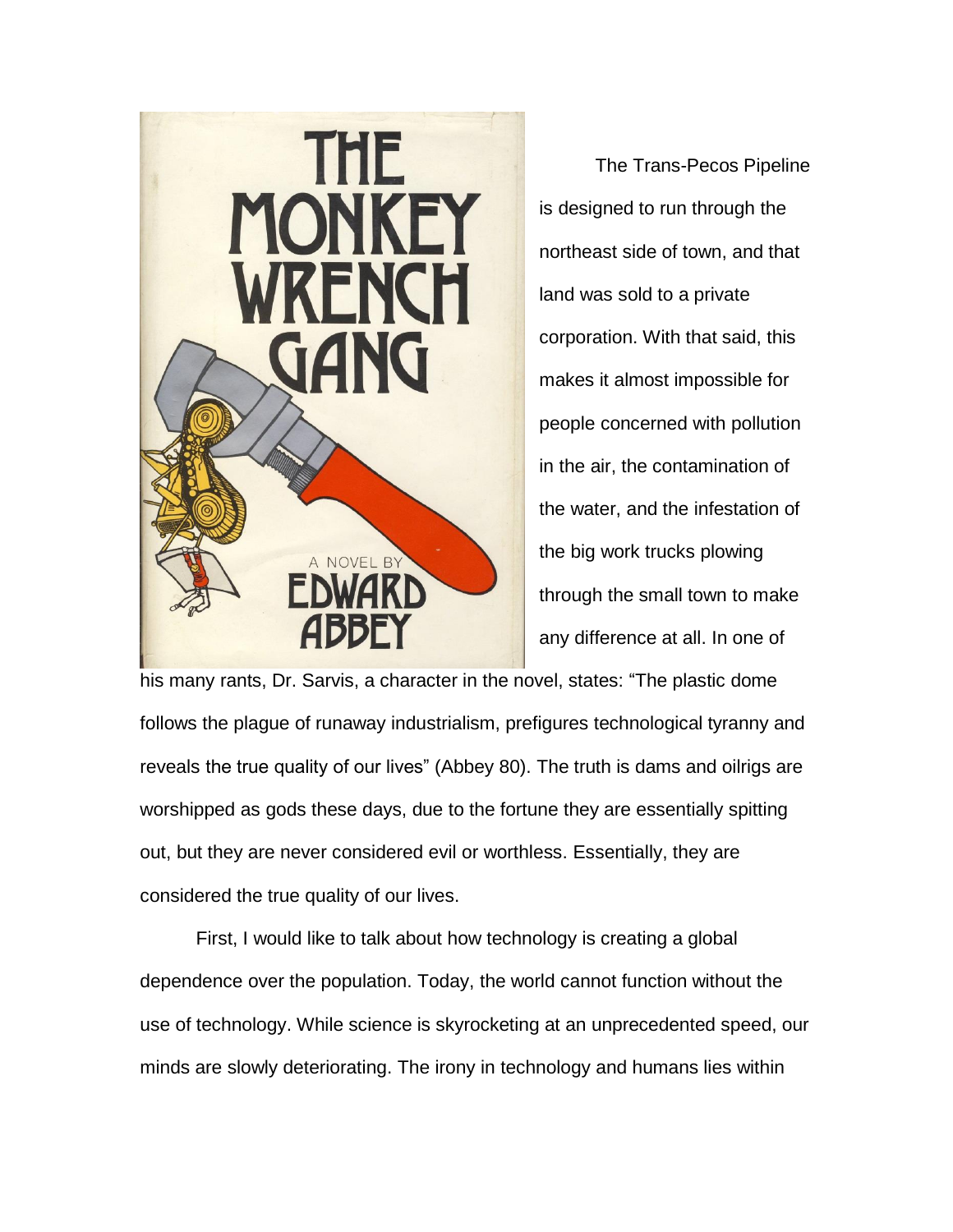The Trans-Pecos Pipeline is designed to run through the northeast side of town, and that land was sold to a private corporation. With that said, this makes it almost impossible for people concerned with pollution in the air, the contamination of the water, and the infestation of the big work trucks plowing through the small town to make any difference at all. In one of his many rants, Dr. Sarvis, a character in the novel, states: "The plastic dome follows the plague of runaway industrialism, prefigures technological tyranny and reveals the true quality of our lives" (Abbey 80). The truth is dams and oilrigs are worshipped as gods these days, due to the fortune they are essentially spitting out, but they are never considered evil or worthless. Essentially, they are considered the true quality of our lives.

First, I would like to talk about how technology is creating a global dependence over the population. Today, the world cannot function without the use of technology. While science is skyrocketing at an unprecedented speed, our minds are slowly deteriorating. The irony in technology and humans lies within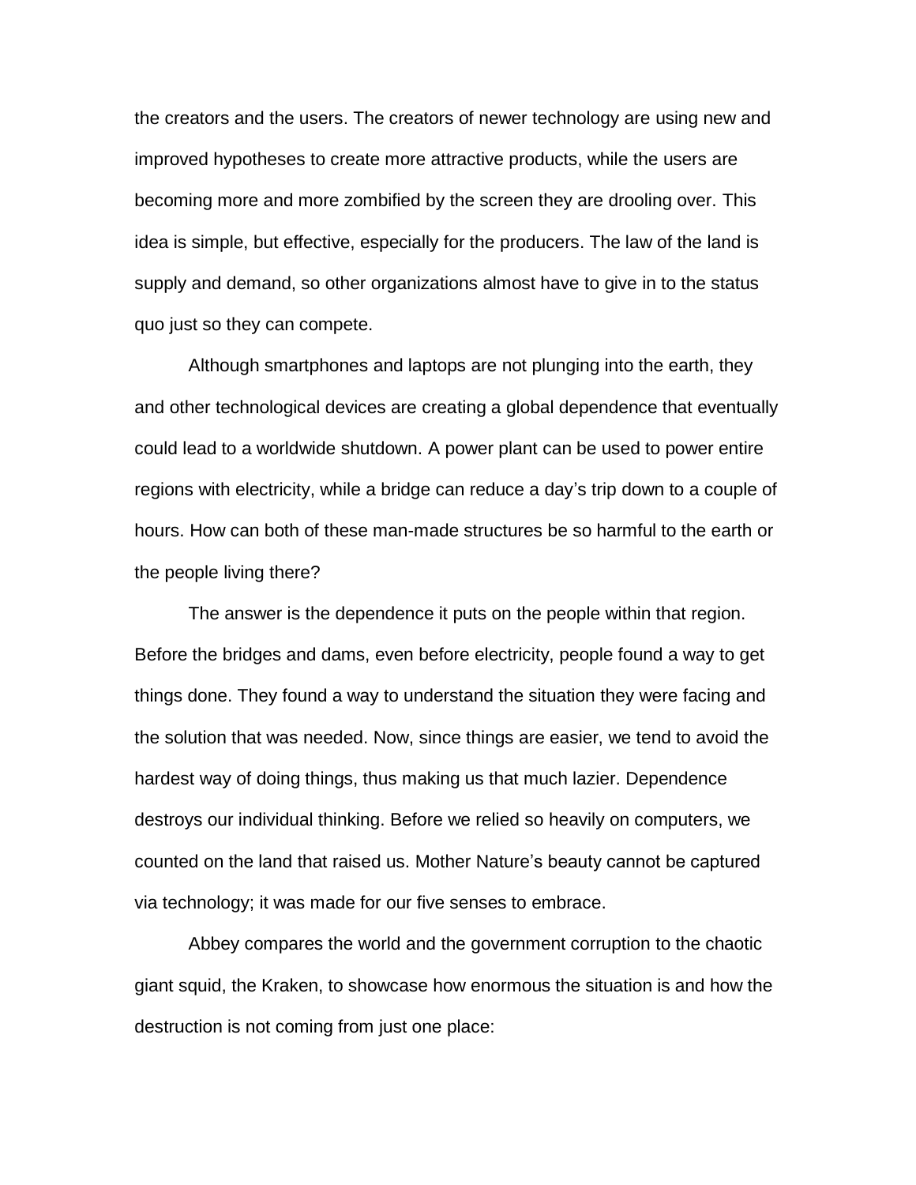the creators and the users. The creators of newer technology are using new and improved hypotheses to create more attractive products, while the users are becoming more and more zombified by the screen they are drooling over. This idea is simple, but effective, especially for the producers. The law of the land is supply and demand, so other organizations almost have to give in to the status quo just so they can compete.

Although smartphones and laptops are not plunging into the earth, they and other technological devices are creating a global dependence that eventually could lead to a worldwide shutdown. A power plant can be used to power entire regions with electricity, while a bridge can reduce a day's trip down to a couple of hours. How can both of these man-made structures be so harmful to the earth or the people living there?

The answer is the dependence it puts on the people within that region. Before the bridges and dams, even before electricity, people found a way to get things done. They found a way to understand the situation they were facing and the solution that was needed. Now, since things are easier, we tend to avoid the hardest way of doing things, thus making us that much lazier. Dependence destroys our individual thinking. Before we relied so heavily on computers, we counted on the land that raised us. Mother Nature's beauty cannot be captured via technology; it was made for our five senses to embrace.

Abbey compares the world and the government corruption to the chaotic giant squid, the Kraken, to showcase how enormous the situation is and how the destruction is not coming from just one place: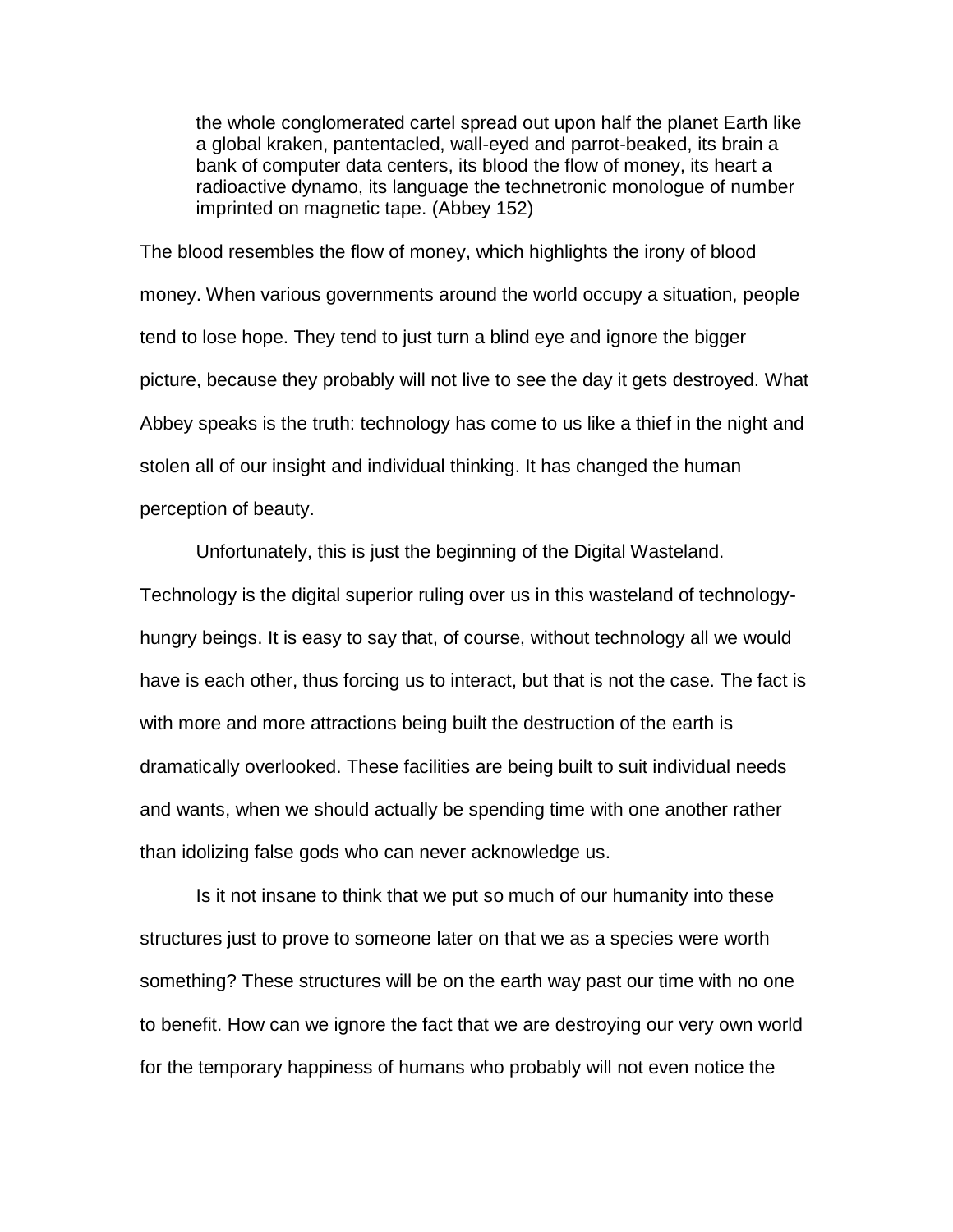> the whole conglomerated cartel spread out upon half the planet Earth like a global kraken, pantentacled, wall-eyed and parrot-beaked, its brain a bank of computer data centers, its blood the flow of money, its heart a radioactive dynamo, its language the technetronic monologue of number imprinted on magnetic tape. (Abbey 152)

The blood resembles the flow of money, which highlights the irony of blood money. When various governments around the world occupy a situation, people tend to lose hope. They tend to just turn a blind eye and ignore the bigger picture, because they probably will not live to see the day it gets destroyed. What Abbey speaks is the truth: technology has come to us like a thief in the night and stolen all of our insight and individual thinking. It has changed the human perception of beauty.

Unfortunately, this is just the beginning of the Digital Wasteland. Technology is the digital superior ruling over us in this wasteland of technology-hungry beings. It is easy to say that, of course, without technology all we would have is each other, thus forcing us to interact, but that is not the case. The fact is with more and more attractions being built the destruction of the earth is dramatically overlooked. These facilities are being built to suit individual needs and wants, when we should actually be spending time with one another rather than idolizing false gods who can never acknowledge us.

Is it not insane to think that we put so much of our humanity into these structures just to prove to someone later on that we as a species were worth something? These structures will be on the earth way past our time with no one to benefit. How can we ignore the fact that we are destroying our very own world for the temporary happiness of humans who probably will not even notice the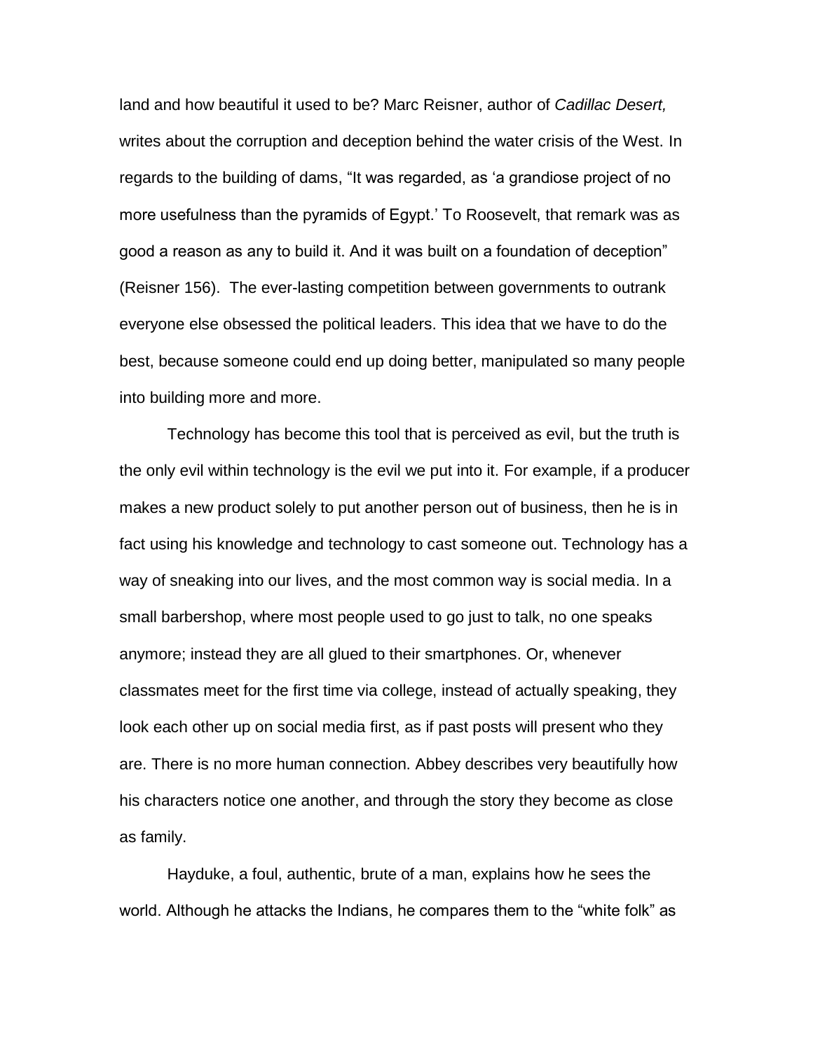land and how beautiful it used to be? Marc Reisner, author of *Cadillac Desert,* writes about the corruption and deception behind the water crisis of the West. In regards to the building of dams, "It was regarded, as 'a grandiose project of no more usefulness than the pyramids of Egypt.' To Roosevelt, that remark was as good a reason as any to build it. And it was built on a foundation of deception" (Reisner 156). The ever-lasting competition between governments to outrank everyone else obsessed the political leaders. This idea that we have to do the best, because someone could end up doing better, manipulated so many people into building more and more.

Technology has become this tool that is perceived as evil, but the truth is the only evil within technology is the evil we put into it. For example, if a producer makes a new product solely to put another person out of business, then he is in fact using his knowledge and technology to cast someone out. Technology has a way of sneaking into our lives, and the most common way is social media. In a small barbershop, where most people used to go just to talk, no one speaks anymore; instead they are all glued to their smartphones. Or, whenever classmates meet for the first time via college, instead of actually speaking, they look each other up on social media first, as if past posts will present who they are. There is no more human connection. Abbey describes very beautifully how his characters notice one another, and through the story they become as close as family.

Hayduke, a foul, authentic, brute of a man, explains how he sees the world. Although he attacks the Indians, he compares them to the "white folk" as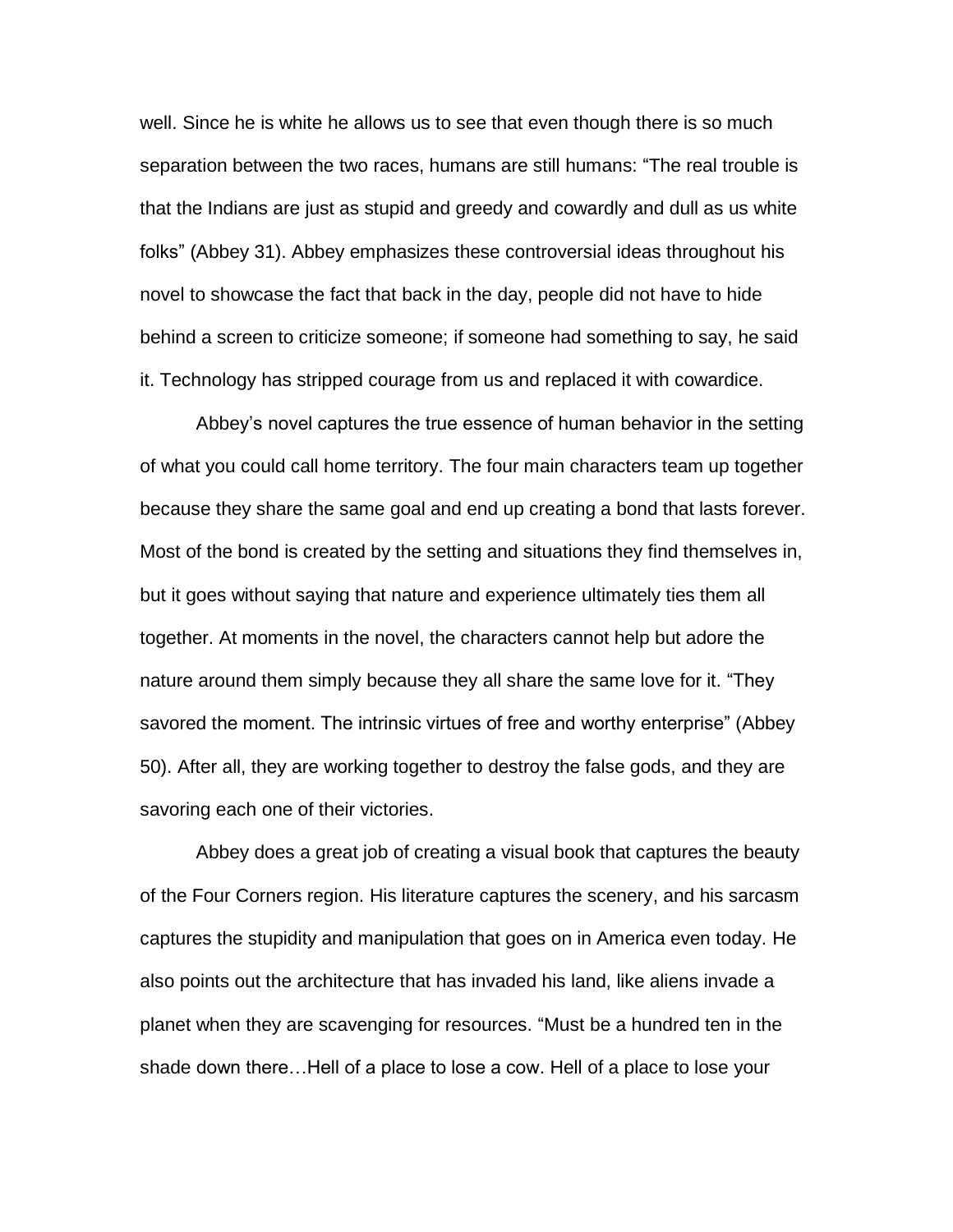well. Since he is white he allows us to see that even though there is so much separation between the two races, humans are still humans: "The real trouble is that the Indians are just as stupid and greedy and cowardly and dull as us white folks" (Abbey 31). Abbey emphasizes these controversial ideas throughout his novel to showcase the fact that back in the day, people did not have to hide behind a screen to criticize someone; if someone had something to say, he said it. Technology has stripped courage from us and replaced it with cowardice.

Abbey's novel captures the true essence of human behavior in the setting of what you could call home territory. The four main characters team up together because they share the same goal and end up creating a bond that lasts forever. Most of the bond is created by the setting and situations they find themselves in, but it goes without saying that nature and experience ultimately ties them all together. At moments in the novel, the characters cannot help but adore the nature around them simply because they all share the same love for it. "They savored the moment. The intrinsic virtues of free and worthy enterprise" (Abbey 50). After all, they are working together to destroy the false gods, and they are savoring each one of their victories.

Abbey does a great job of creating a visual book that captures the beauty of the Four Corners region. His literature captures the scenery, and his sarcasm captures the stupidity and manipulation that goes on in America even today. He also points out the architecture that has invaded his land, like aliens invade a planet when they are scavenging for resources. "Must be a hundred ten in the shade down there…Hell of a place to lose a cow. Hell of a place to lose your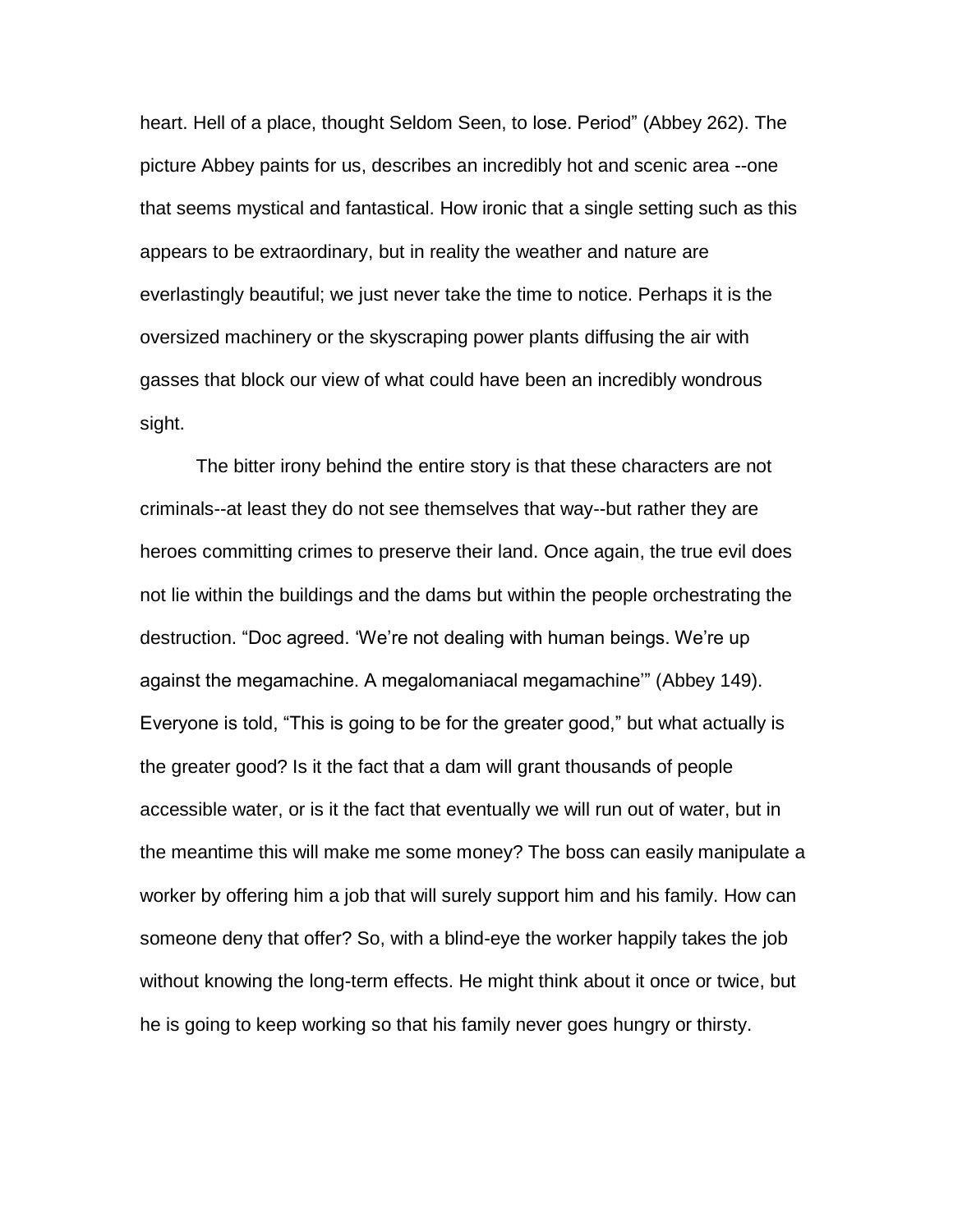heart. Hell of a place, thought Seldom Seen, to lose. Period" (Abbey 262). The picture Abbey paints for us, describes an incredibly hot and scenic area --one that seems mystical and fantastical. How ironic that a single setting such as this appears to be extraordinary, but in reality the weather and nature are everlastingly beautiful; we just never take the time to notice. Perhaps it is the oversized machinery or the skyscraping power plants diffusing the air with gasses that block our view of what could have been an incredibly wondrous sight.

The bitter irony behind the entire story is that these characters are not criminals--at least they do not see themselves that way--but rather they are heroes committing crimes to preserve their land. Once again, the true evil does not lie within the buildings and the dams but within the people orchestrating the destruction. "Doc agreed. 'We're not dealing with human beings. We're up against the megamachine. A megalomaniacal megamachine'" (Abbey 149). Everyone is told, "This is going to be for the greater good," but what actually is the greater good? Is it the fact that a dam will grant thousands of people accessible water, or is it the fact that eventually we will run out of water, but in the meantime this will make me some money? The boss can easily manipulate a worker by offering him a job that will surely support him and his family. How can someone deny that offer? So, with a blind-eye the worker happily takes the job without knowing the long-term effects. He might think about it once or twice, but he is going to keep working so that his family never goes hungry or thirsty.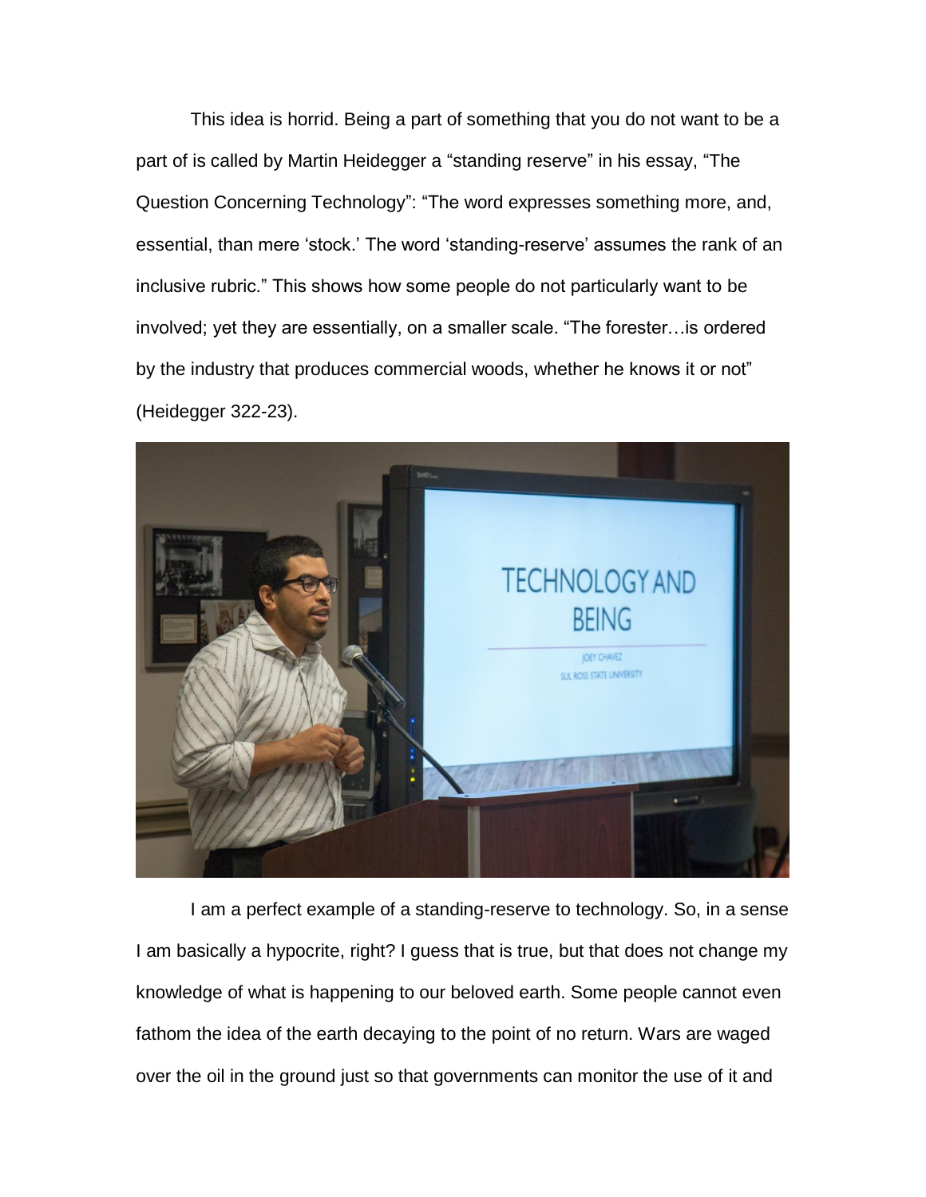This idea is horrid. Being a part of something that you do not want to be a part of is called by Martin Heidegger a "standing reserve" in his essay, "The Question Concerning Technology": "The word expresses something more, and, essential, than mere 'stock.' The word 'standing-reserve' assumes the rank of an inclusive rubric." This shows how some people do not particularly want to be involved; yet they are essentially, on a smaller scale. "The forester…is ordered by the industry that produces commercial woods, whether he knows it or not" (Heidegger 322-23).

I am a perfect example of a standing-reserve to technology. So, in a sense I am basically a hypocrite, right? I guess that is true, but that does not change my knowledge of what is happening to our beloved earth. Some people cannot even fathom the idea of the earth decaying to the point of no return. Wars are waged over the oil in the ground just so that governments can monitor the use of it and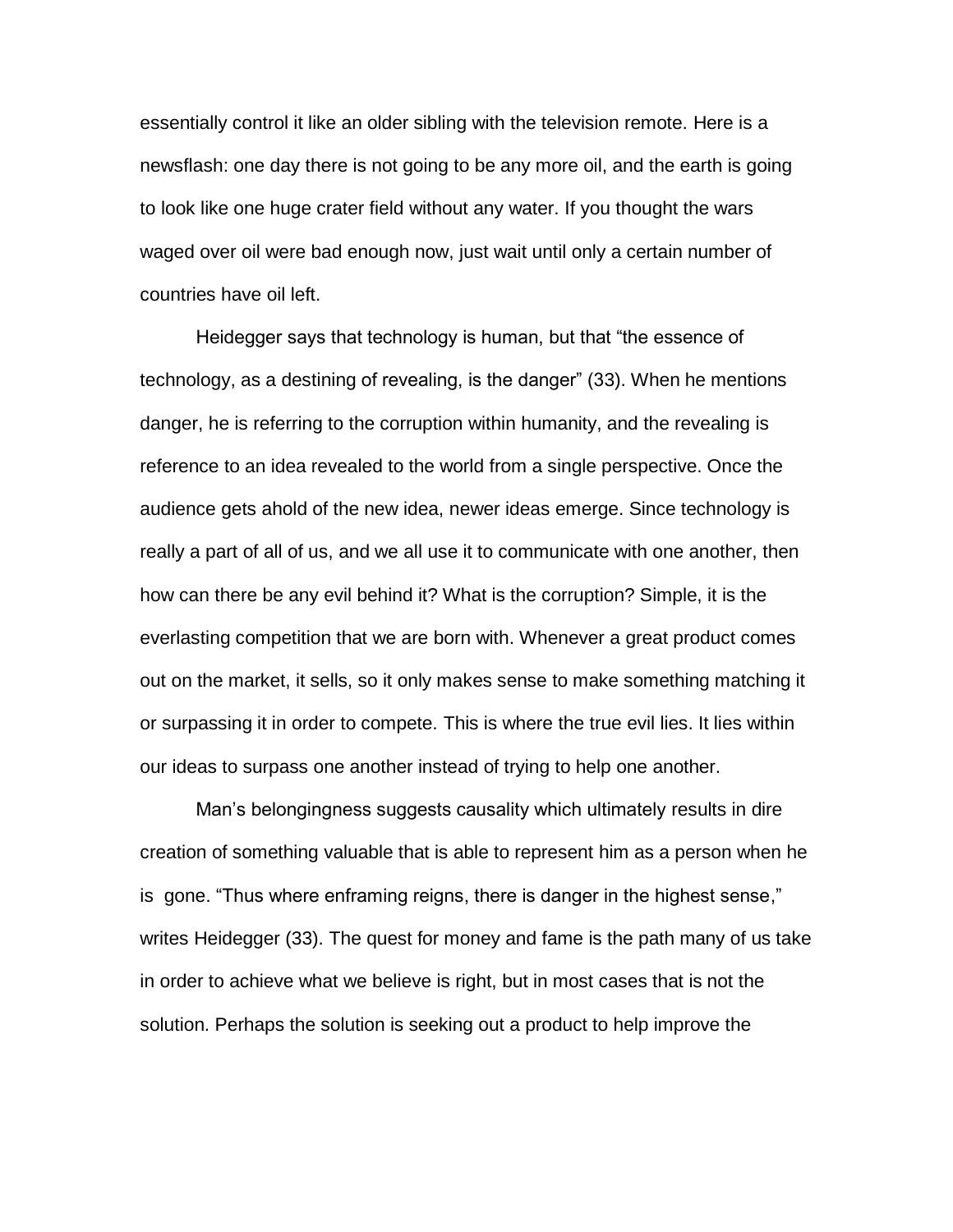essentially control it like an older sibling with the television remote. Here is a newsflash: one day there is not going to be any more oil, and the earth is going to look like one huge crater field without any water. If you thought the wars waged over oil were bad enough now, just wait until only a certain number of countries have oil left.

Heidegger says that technology is human, but that “the essence of technology, as a destining of revealing, is the danger” (33). When he mentions danger, he is referring to the corruption within humanity, and the revealing is reference to an idea revealed to the world from a single perspective. Once the audience gets ahold of the new idea, newer ideas emerge. Since technology is really a part of all of us, and we all use it to communicate with one another, then how can there be any evil behind it? What is the corruption? Simple, it is the everlasting competition that we are born with. Whenever a great product comes out on the market, it sells, so it only makes sense to make something matching it or surpassing it in order to compete. This is where the true evil lies. It lies within our ideas to surpass one another instead of trying to help one another.

Man’s belongingness suggests causality which ultimately results in dire creation of something valuable that is able to represent him as a person when he is gone. “Thus where enframing reigns, there is danger in the highest sense,” writes Heidegger (33). The quest for money and fame is the path many of us take in order to achieve what we believe is right, but in most cases that is not the solution. Perhaps the solution is seeking out a product to help improve the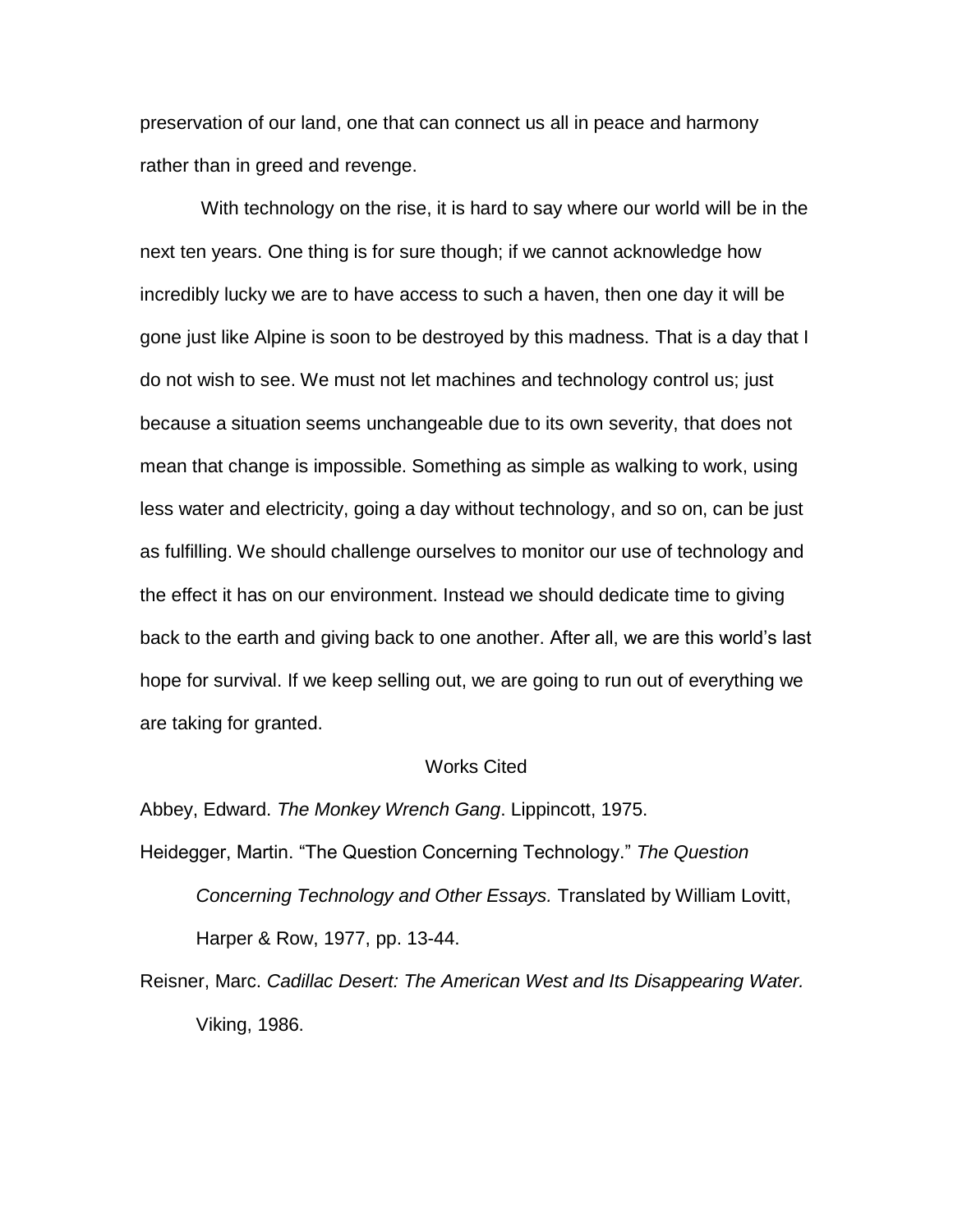preservation of our land, one that can connect us all in peace and harmony rather than in greed and revenge.

With technology on the rise, it is hard to say where our world will be in the next ten years. One thing is for sure though; if we cannot acknowledge how incredibly lucky we are to have access to such a haven, then one day it will be gone just like Alpine is soon to be destroyed by this madness. That is a day that I do not wish to see. We must not let machines and technology control us; just because a situation seems unchangeable due to its own severity, that does not mean that change is impossible. Something as simple as walking to work, using less water and electricity, going a day without technology, and so on, can be just as fulfilling. We should challenge ourselves to monitor our use of technology and the effect it has on our environment. Instead we should dedicate time to giving back to the earth and giving back to one another. After all, we are this world's last hope for survival. If we keep selling out, we are going to run out of everything we are taking for granted.

## Works Cited

Abbey, Edward. *The Monkey Wrench Gang*. Lippincott, 1975.

Heidegger, Martin. "The Question Concerning Technology." *The Question Concerning Technology and Other Essays.* Translated by William Lovitt, Harper & Row, 1977, pp. 13-44.

Reisner, Marc. *Cadillac Desert: The American West and Its Disappearing Water.* Viking, 1986.